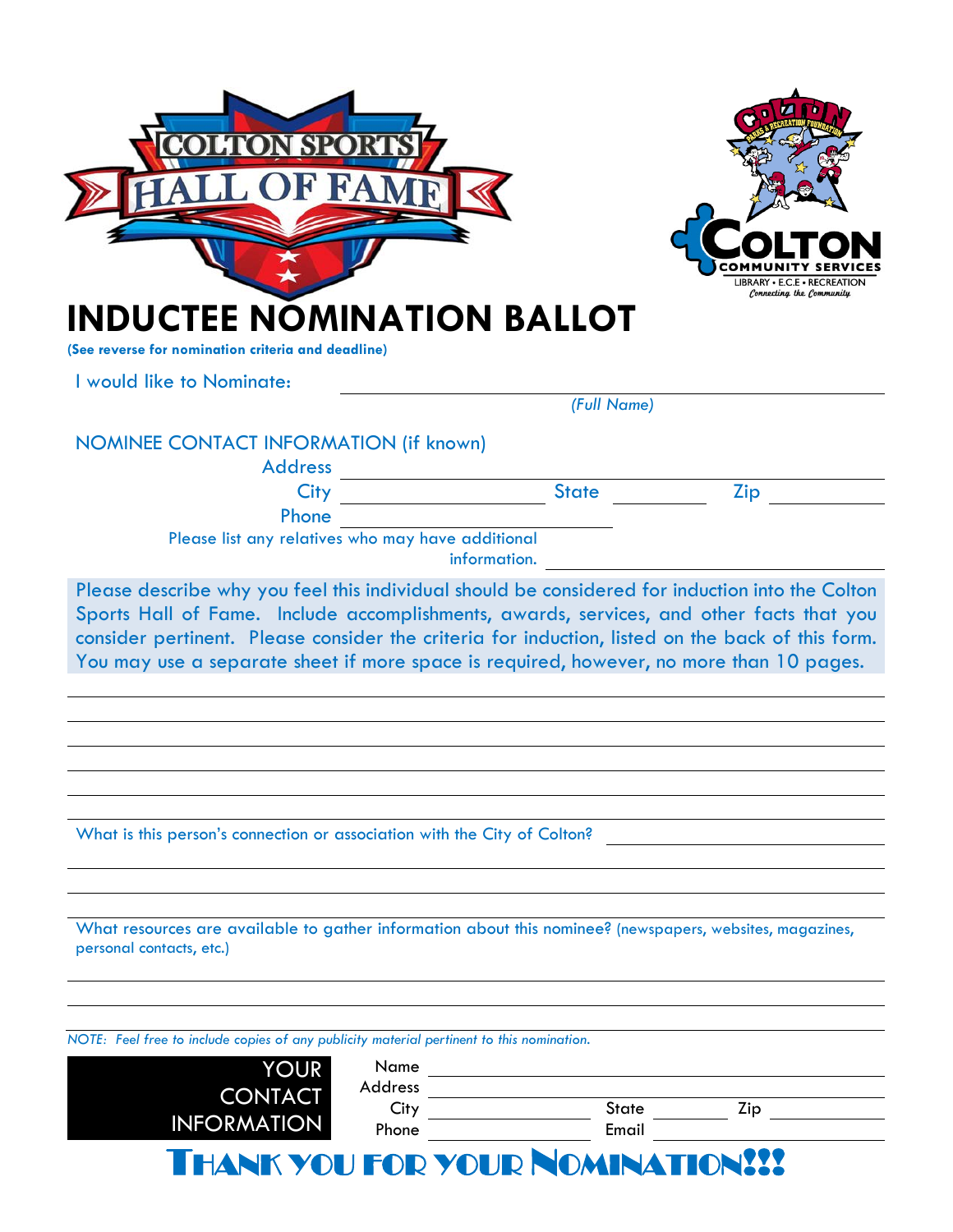COLTON SPORTS HALL OF FAME

COLTON PARKS & RECREATION FOUNDATION

COLTON COMMUNITY SERVICES
LIBRARY • E.C.E • RECREATION
*Connecting the Community*

# INDUCTEE NOMINATION BALLOT

**(See reverse for nomination criteria and deadline)**

I would like to Nominate: ______________________________
*(Full Name)*

NOMINEE CONTACT INFORMATION (if known)

Address ______________________________

City ____________ State ________ Zip ________

Phone ______________________________

Please list any relatives who may have additional information. ______________________________

Please describe why you feel this individual should be considered for induction into the Colton Sports Hall of Fame. Include accomplishments, awards, services, and other facts that you consider pertinent. Please consider the criteria for induction, listed on the back of this form. You may use a separate sheet if more space is required, however, no more than 10 pages.

______________________________
______________________________
______________________________
______________________________
______________________________

What is this person's connection or association with the City of Colton? ______________________________

______________________________
______________________________

What resources are available to gather information about this nominee? (newspapers, websites, magazines, personal contacts, etc.)

______________________________
______________________________

*NOTE: Feel free to include copies of any publicity material pertinent to this nomination.*

**YOUR CONTACT INFORMATION**

Name ______________________________

Address ______________________________

City ____________ State ________ Zip ________

Phone ____________ Email ______________________________

## THANK YOU FOR YOUR NOMINATION!!!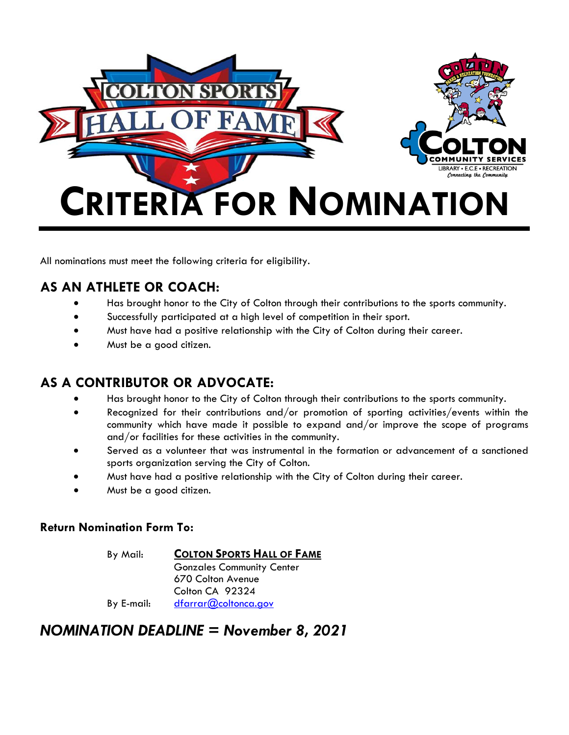# CRITERIA FOR NOMINATION

All nominations must meet the following criteria for eligibility.

## AS AN ATHLETE OR COACH:

- Has brought honor to the City of Colton through their contributions to the sports community.
- Successfully participated at a high level of competition in their sport.
- Must have had a positive relationship with the City of Colton during their career.
- Must be a good citizen.

## AS A CONTRIBUTOR OR ADVOCATE:

- Has brought honor to the City of Colton through their contributions to the sports community.
- Recognized for their contributions and/or promotion of sporting activities/events within the community which have made it possible to expand and/or improve the scope of programs and/or facilities for these activities in the community.
- Served as a volunteer that was instrumental in the formation or advancement of a sanctioned sports organization serving the City of Colton.
- Must have had a positive relationship with the City of Colton during their career.
- Must be a good citizen.

**Return Nomination Form To:**

By Mail: **COLTON SPORTS HALL OF FAME**
Gonzales Community Center
670 Colton Avenue
Colton CA 92324

By E-mail: dfarrar@coltonca.gov

***NOMINATION DEADLINE = November 8, 2021***